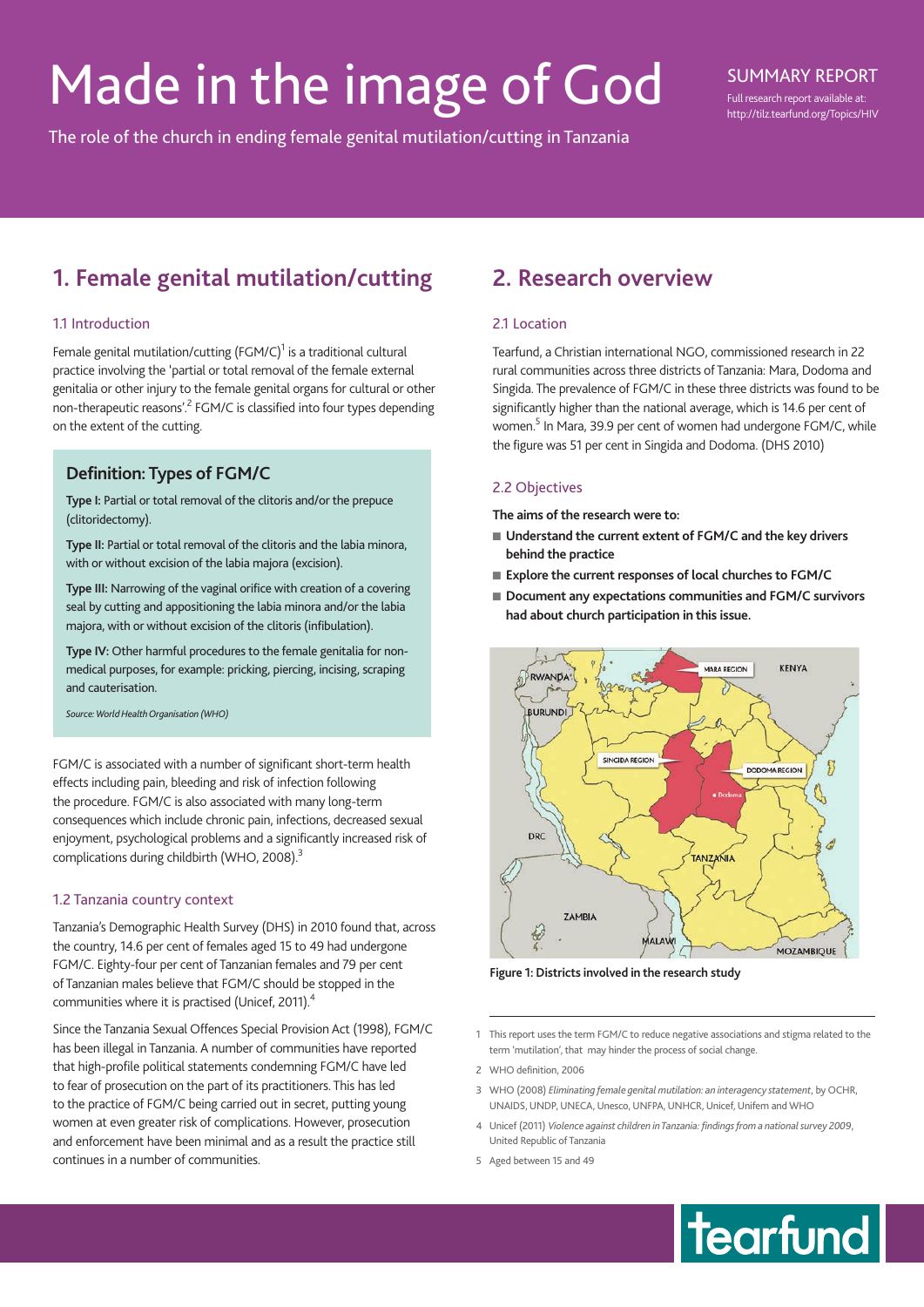# Made in the image of God

The role of the church in ending female genital mutilation/cutting in Tanzania

SUMMARY REPORT

Full research report available at: http://tilz.tearfund.org/Topics/HIV

## 1. Female genital mutilation/cutting

### 1.1 Introduction

Female genital mutilation/cutting (FGM/C)[1] is a traditional cultural practice involving the 'partial or total removal of the female external genitalia or other injury to the female genital organs for cultural or other non-therapeutic reasons'.[2] FGM/C is classified into four types depending on the extent of the cutting.

> **Definition: Types of FGM/C**
>
> **Type I:** Partial or total removal of the clitoris and/or the prepuce (clitoridectomy).
>
> **Type II:** Partial or total removal of the clitoris and the labia minora, with or without excision of the labia majora (excision).
>
> **Type III:** Narrowing of the vaginal orifice with creation of a covering seal by cutting and appositioning the labia minora and/or the labia majora, with or without excision of the clitoris (infibulation).
>
> **Type IV:** Other harmful procedures to the female genitalia for non-medical purposes, for example: pricking, piercing, incising, scraping and cauterisation.
>
> *Source: World Health Organisation (WHO)*

FGM/C is associated with a number of significant short-term health effects including pain, bleeding and risk of infection following the procedure. FGM/C is also associated with many long-term consequences which include chronic pain, infections, decreased sexual enjoyment, psychological problems and a significantly increased risk of complications during childbirth (WHO, 2008).[3]

### 1.2 Tanzania country context

Tanzania's Demographic Health Survey (DHS) in 2010 found that, across the country, 14.6 per cent of females aged 15 to 49 had undergone FGM/C. Eighty-four per cent of Tanzanian females and 79 per cent of Tanzanian males believe that FGM/C should be stopped in the communities where it is practised (Unicef, 2011).[4]

Since the Tanzania Sexual Offences Special Provision Act (1998), FGM/C has been illegal in Tanzania. A number of communities have reported that high-profile political statements condemning FGM/C have led to fear of prosecution on the part of its practitioners. This has led to the practice of FGM/C being carried out in secret, putting young women at even greater risk of complications. However, prosecution and enforcement have been minimal and as a result the practice still continues in a number of communities.

## 2. Research overview

### 2.1 Location

Tearfund, a Christian international NGO, commissioned research in 22 rural communities across three districts of Tanzania: Mara, Dodoma and Singida. The prevalence of FGM/C in these three districts was found to be significantly higher than the national average, which is 14.6 per cent of women.[5] In Mara, 39.9 per cent of women had undergone FGM/C, while the figure was 51 per cent in Singida and Dodoma. (DHS 2010)

### 2.2 Objectives

**The aims of the research were to:**

- **Understand the current extent of FGM/C and the key drivers behind the practice**
- **Explore the current responses of local churches to FGM/C**
- **Document any expectations communities and FGM/C survivors had about church participation in this issue.**

**Figure 1: Districts involved in the research study**

---

1 This report uses the term FGM/C to reduce negative associations and stigma related to the term 'mutilation', that may hinder the process of social change.

2 WHO definition, 2006

3 WHO (2008) *Eliminating female genital mutilation: an interagency statement*, by OCHR, UNAIDS, UNDP, UNECA, Unesco, UNFPA, UNHCR, Unicef, Unifem and WHO

4 Unicef (2011) *Violence against children in Tanzania: findings from a national survey 2009*, United Republic of Tanzania

5 Aged between 15 and 49

tearfund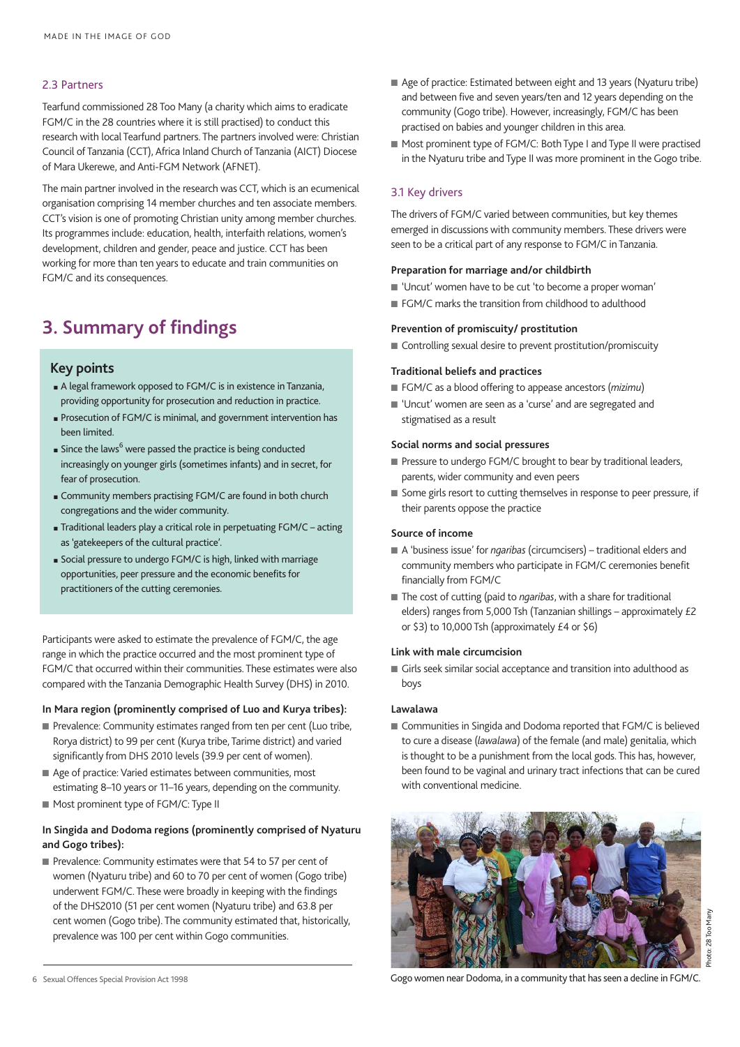### 2.3 Partners

Tearfund commissioned 28 Too Many (a charity which aims to eradicate FGM/C in the 28 countries where it is still practised) to conduct this research with local Tearfund partners. The partners involved were: Christian Council of Tanzania (CCT), Africa Inland Church of Tanzania (AICT) Diocese of Mara Ukerewe, and Anti-FGM Network (AFNET).

The main partner involved in the research was CCT, which is an ecumenical organisation comprising 14 member churches and ten associate members. CCT's vision is one of promoting Christian unity among member churches. Its programmes include: education, health, interfaith relations, women's development, children and gender, peace and justice. CCT has been working for more than ten years to educate and train communities on FGM/C and its consequences.

## 3. Summary of findings

### Key points

- A legal framework opposed to FGM/C is in existence in Tanzania, providing opportunity for prosecution and reduction in practice.
- Prosecution of FGM/C is minimal, and government intervention has been limited.
- Since the laws[6] were passed the practice is being conducted increasingly on younger girls (sometimes infants) and in secret, for fear of prosecution.
- Community members practising FGM/C are found in both church congregations and the wider community.
- Traditional leaders play a critical role in perpetuating FGM/C – acting as 'gatekeepers of the cultural practice'.
- Social pressure to undergo FGM/C is high, linked with marriage opportunities, peer pressure and the economic benefits for practitioners of the cutting ceremonies.

Participants were asked to estimate the prevalence of FGM/C, the age range in which the practice occurred and the most prominent type of FGM/C that occurred within their communities. These estimates were also compared with the Tanzania Demographic Health Survey (DHS) in 2010.

**In Mara region (prominently comprised of Luo and Kurya tribes):**

- Prevalence: Community estimates ranged from ten per cent (Luo tribe, Rorya district) to 99 per cent (Kurya tribe, Tarime district) and varied significantly from DHS 2010 levels (39.9 per cent of women).
- Age of practice: Varied estimates between communities, most estimating 8–10 years or 11–16 years, depending on the community.
- Most prominent type of FGM/C: Type II

**In Singida and Dodoma regions (prominently comprised of Nyaturu and Gogo tribes):**

- Prevalence: Community estimates were that 54 to 57 per cent of women (Nyaturu tribe) and 60 to 70 per cent of women (Gogo tribe) underwent FGM/C. These were broadly in keeping with the findings of the DHS2010 (51 per cent women (Nyaturu tribe) and 63.8 per cent women (Gogo tribe). The community estimated that, historically, prevalence was 100 per cent within Gogo communities.
- Age of practice: Estimated between eight and 13 years (Nyaturu tribe) and between five and seven years/ten and 12 years depending on the community (Gogo tribe). However, increasingly, FGM/C has been practised on babies and younger children in this area.
- Most prominent type of FGM/C: Both Type I and Type II were practised in the Nyaturu tribe and Type II was more prominent in the Gogo tribe.

### 3.1 Key drivers

The drivers of FGM/C varied between communities, but key themes emerged in discussions with community members. These drivers were seen to be a critical part of any response to FGM/C in Tanzania.

**Preparation for marriage and/or childbirth**

- 'Uncut' women have to be cut 'to become a proper woman'
- FGM/C marks the transition from childhood to adulthood

**Prevention of promiscuity/ prostitution**

- Controlling sexual desire to prevent prostitution/promiscuity

**Traditional beliefs and practices**

- FGM/C as a blood offering to appease ancestors (*mizimu*)
- 'Uncut' women are seen as a 'curse' and are segregated and stigmatised as a result

**Social norms and social pressures**

- Pressure to undergo FGM/C brought to bear by traditional leaders, parents, wider community and even peers
- Some girls resort to cutting themselves in response to peer pressure, if their parents oppose the practice

**Source of income**

- A 'business issue' for *ngaribas* (circumcisers) – traditional elders and community members who participate in FGM/C ceremonies benefit financially from FGM/C
- The cost of cutting (paid to *ngaribas*, with a share for traditional elders) ranges from 5,000 Tsh (Tanzanian shillings – approximately £2 or $3) to 10,000 Tsh (approximately £4 or $6)

**Link with male circumcision**

- Girls seek similar social acceptance and transition into adulthood as boys

**Lawalawa**

- Communities in Singida and Dodoma reported that FGM/C is believed to cure a disease (*lawalawa*) of the female (and male) genitalia, which is thought to be a punishment from the local gods. This has, however, been found to be vaginal and urinary tract infections that can be cured with conventional medicine.

Photo: 28 Too Many

Gogo women near Dodoma, in a community that has seen a decline in FGM/C.

6 Sexual Offences Special Provision Act 1998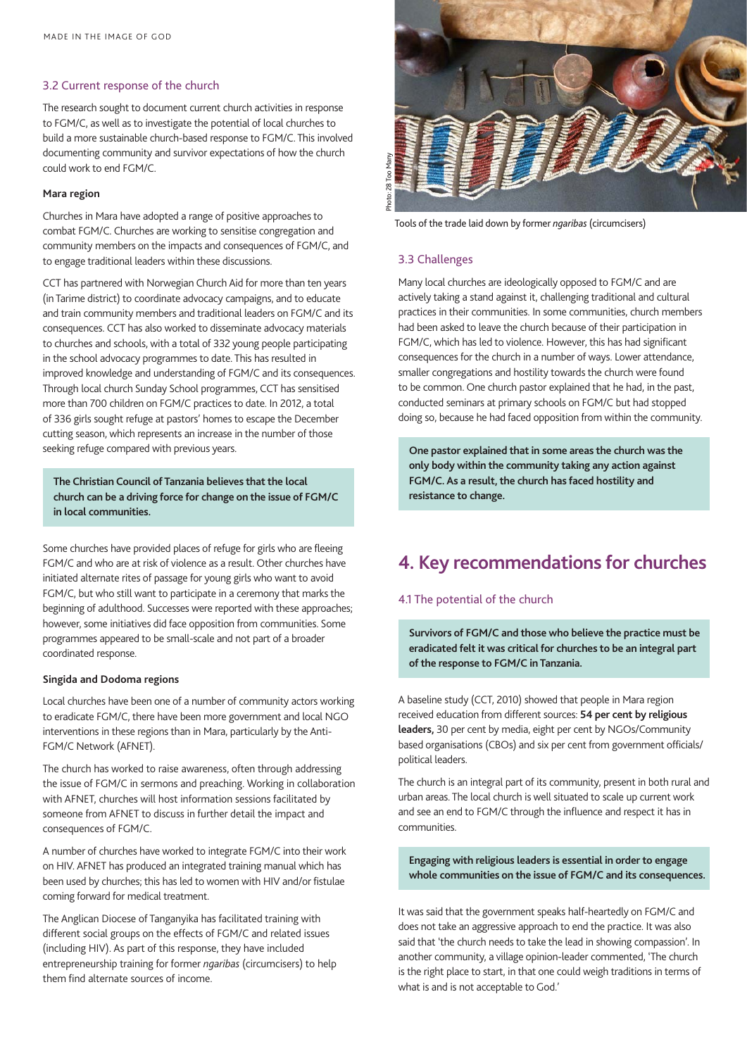### 3.2 Current response of the church

The research sought to document current church activities in response to FGM/C, as well as to investigate the potential of local churches to build a more sustainable church-based response to FGM/C. This involved documenting community and survivor expectations of how the church could work to end FGM/C.

#### Mara region

Churches in Mara have adopted a range of positive approaches to combat FGM/C. Churches are working to sensitise congregation and community members on the impacts and consequences of FGM/C, and to engage traditional leaders within these discussions.

CCT has partnered with Norwegian Church Aid for more than ten years (in Tarime district) to coordinate advocacy campaigns, and to educate and train community members and traditional leaders on FGM/C and its consequences. CCT has also worked to disseminate advocacy materials to churches and schools, with a total of 332 young people participating in the school advocacy programmes to date. This has resulted in improved knowledge and understanding of FGM/C and its consequences. Through local church Sunday School programmes, CCT has sensitised more than 700 children on FGM/C practices to date. In 2012, a total of 336 girls sought refuge at pastors' homes to escape the December cutting season, which represents an increase in the number of those seeking refuge compared with previous years.

**The Christian Council of Tanzania believes that the local church can be a driving force for change on the issue of FGM/C in local communities.**

Some churches have provided places of refuge for girls who are fleeing FGM/C and who are at risk of violence as a result. Other churches have initiated alternate rites of passage for young girls who want to avoid FGM/C, but who still want to participate in a ceremony that marks the beginning of adulthood. Successes were reported with these approaches; however, some initiatives did face opposition from communities. Some programmes appeared to be small-scale and not part of a broader coordinated response.

#### Singida and Dodoma regions

Local churches have been one of a number of community actors working to eradicate FGM/C, there have been more government and local NGO interventions in these regions than in Mara, particularly by the Anti-FGM/C Network (AFNET).

The church has worked to raise awareness, often through addressing the issue of FGM/C in sermons and preaching. Working in collaboration with AFNET, churches will host information sessions facilitated by someone from AFNET to discuss in further detail the impact and consequences of FGM/C.

A number of churches have worked to integrate FGM/C into their work on HIV. AFNET has produced an integrated training manual which has been used by churches; this has led to women with HIV and/or fistulae coming forward for medical treatment.

The Anglican Diocese of Tanganyika has facilitated training with different social groups on the effects of FGM/C and related issues (including HIV). As part of this response, they have included entrepreneurship training for former *ngaribas* (circumcisers) to help them find alternate sources of income.

Photo: 28 Too Many

Tools of the trade laid down by former *ngaribas* (circumcisers)

### 3.3 Challenges

Many local churches are ideologically opposed to FGM/C and are actively taking a stand against it, challenging traditional and cultural practices in their communities. In some communities, church members had been asked to leave the church because of their participation in FGM/C, which has led to violence. However, this has had significant consequences for the church in a number of ways. Lower attendance, smaller congregations and hostility towards the church were found to be common. One church pastor explained that he had, in the past, conducted seminars at primary schools on FGM/C but had stopped doing so, because he had faced opposition from within the community.

**One pastor explained that in some areas the church was the only body within the community taking any action against FGM/C. As a result, the church has faced hostility and resistance to change.**

## 4. Key recommendations for churches

### 4.1 The potential of the church

**Survivors of FGM/C and those who believe the practice must be eradicated felt it was critical for churches to be an integral part of the response to FGM/C in Tanzania.**

A baseline study (CCT, 2010) showed that people in Mara region received education from different sources: **54 per cent by religious leaders,** 30 per cent by media, eight per cent by NGOs/Community based organisations (CBOs) and six per cent from government officials/political leaders.

The church is an integral part of its community, present in both rural and urban areas. The local church is well situated to scale up current work and see an end to FGM/C through the influence and respect it has in communities.

**Engaging with religious leaders is essential in order to engage whole communities on the issue of FGM/C and its consequences.**

It was said that the government speaks half-heartedly on FGM/C and does not take an aggressive approach to end the practice. It was also said that 'the church needs to take the lead in showing compassion'. In another community, a village opinion-leader commented, 'The church is the right place to start, in that one could weigh traditions in terms of what is and is not acceptable to God.'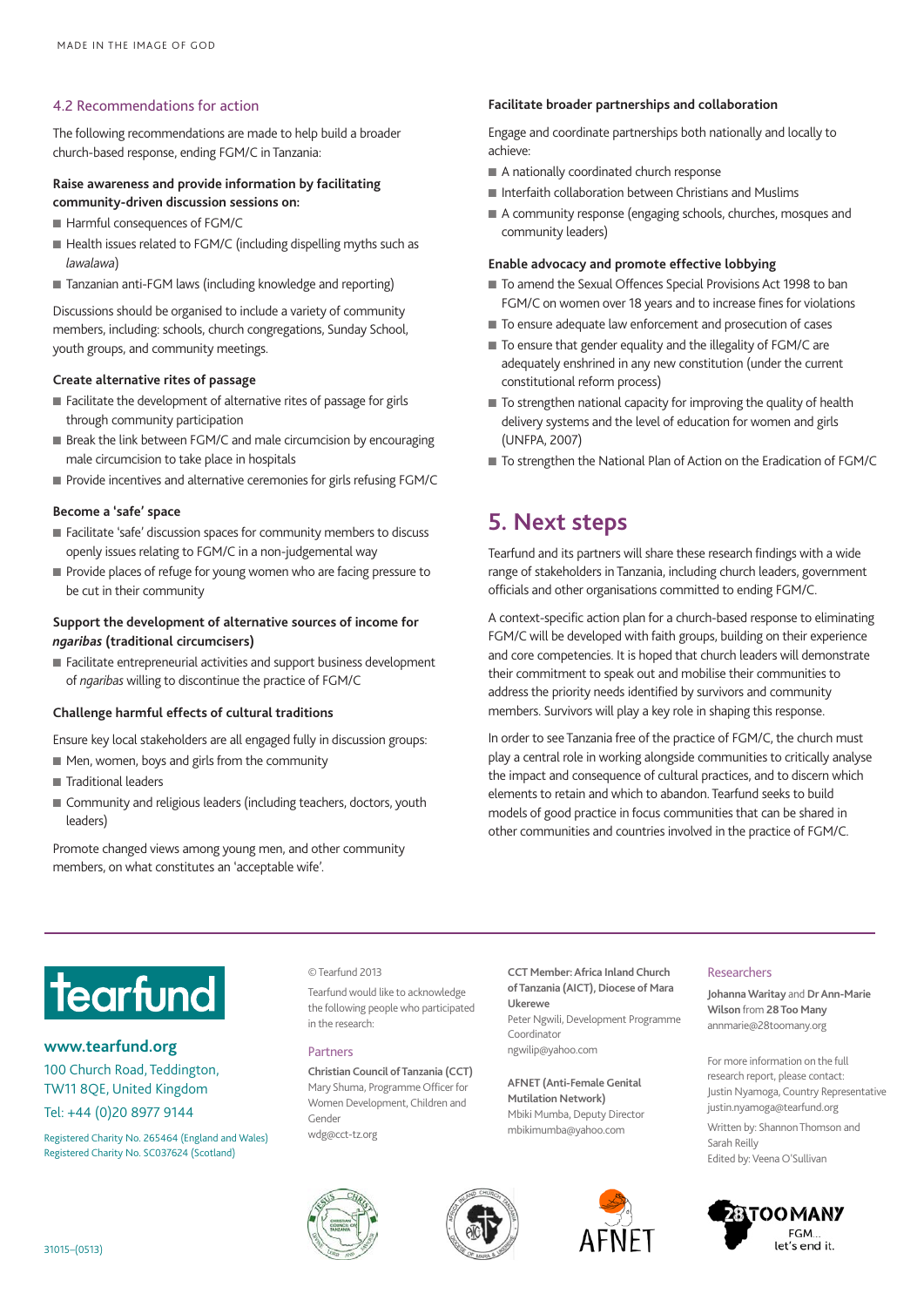## 4.2 Recommendations for action

The following recommendations are made to help build a broader church-based response, ending FGM/C in Tanzania:

**Raise awareness and provide information by facilitating community-driven discussion sessions on:**

- Harmful consequences of FGM/C
- Health issues related to FGM/C (including dispelling myths such as *lawalawa*)
- Tanzanian anti-FGM laws (including knowledge and reporting)

Discussions should be organised to include a variety of community members, including: schools, church congregations, Sunday School, youth groups, and community meetings.

**Create alternative rites of passage**

- Facilitate the development of alternative rites of passage for girls through community participation
- Break the link between FGM/C and male circumcision by encouraging male circumcision to take place in hospitals
- Provide incentives and alternative ceremonies for girls refusing FGM/C

**Become a 'safe' space**

- Facilitate 'safe' discussion spaces for community members to discuss openly issues relating to FGM/C in a non-judgemental way
- Provide places of refuge for young women who are facing pressure to be cut in their community

**Support the development of alternative sources of income for *ngaribas* (traditional circumcisers)**

- Facilitate entrepreneurial activities and support business development of *ngaribas* willing to discontinue the practice of FGM/C

**Challenge harmful effects of cultural traditions**

Ensure key local stakeholders are all engaged fully in discussion groups:

- Men, women, boys and girls from the community
- Traditional leaders
- Community and religious leaders (including teachers, doctors, youth leaders)

Promote changed views among young men, and other community members, on what constitutes an 'acceptable wife'.

**Facilitate broader partnerships and collaboration**

Engage and coordinate partnerships both nationally and locally to achieve:

- A nationally coordinated church response
- Interfaith collaboration between Christians and Muslims
- A community response (engaging schools, churches, mosques and community leaders)

**Enable advocacy and promote effective lobbying**

- To amend the Sexual Offences Special Provisions Act 1998 to ban FGM/C on women over 18 years and to increase fines for violations
- To ensure adequate law enforcement and prosecution of cases
- To ensure that gender equality and the illegality of FGM/C are adequately enshrined in any new constitution (under the current constitutional reform process)
- To strengthen national capacity for improving the quality of health delivery systems and the level of education for women and girls (UNFPA, 2007)
- To strengthen the National Plan of Action on the Eradication of FGM/C

# 5. Next steps

Tearfund and its partners will share these research findings with a wide range of stakeholders in Tanzania, including church leaders, government officials and other organisations committed to ending FGM/C.

A context-specific action plan for a church-based response to eliminating FGM/C will be developed with faith groups, building on their experience and core competencies. It is hoped that church leaders will demonstrate their commitment to speak out and mobilise their communities to address the priority needs identified by survivors and community members. Survivors will play a key role in shaping this response.

In order to see Tanzania free of the practice of FGM/C, the church must play a central role in working alongside communities to critically analyse the impact and consequence of cultural practices, and to discern which elements to retain and which to abandon. Tearfund seeks to build models of good practice in focus communities that can be shared in other communities and countries involved in the practice of FGM/C.

tearfund

**www.tearfund.org**

100 Church Road, Teddington, TW11 8QE, United Kingdom

Tel: +44 (0)20 8977 9144

Registered Charity No. 265464 (England and Wales)
Registered Charity No. SC037624 (Scotland)

© Tearfund 2013

Tearfund would like to acknowledge the following people who participated in the research:

**Partners**

**Christian Council of Tanzania (CCT)**
Mary Shuma, Programme Officer for Women Development, Children and Gender
wdg@cct-tz.org

**CCT Member: Africa Inland Church of Tanzania (AICT), Diocese of Mara Ukerewe**
Peter Ngwili, Development Programme Coordinator
ngwilip@yahoo.com

**AFNET (Anti-Female Genital Mutilation Network)**
Mbiki Mumba, Deputy Director
mbikimumba@yahoo.com

**Researchers**

**Johanna Waritay** and **Dr Ann-Marie Wilson** from **28 Too Many**
annmarie@28toomany.org

For more information on the full research report, please contact:
Justin Nyamoga, Country Representative
justin.nyamoga@tearfund.org

Written by: Shannon Thomson and Sarah Reilly
Edited by: Veena O'Sullivan

AFNET

28 TOO MANY
FGM... let's end it.

31015–(0513)